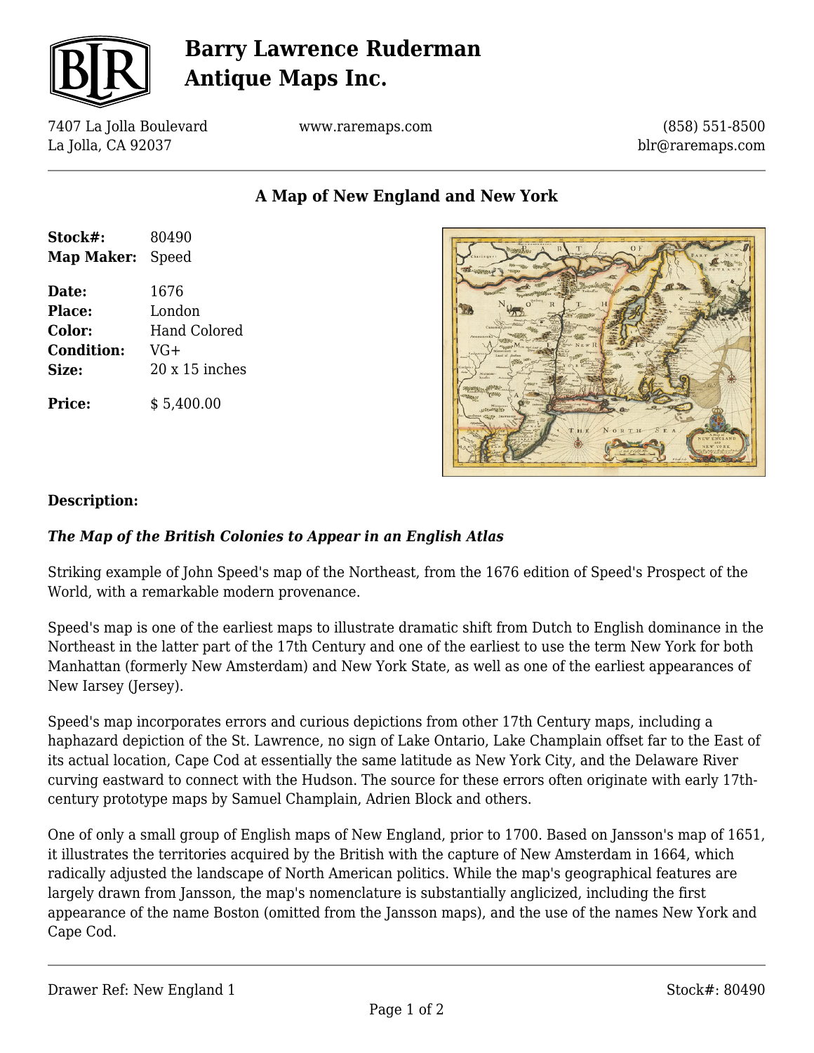# Barry Lawrence Ruderman Antique Maps Inc.

7407 La Jolla Boulevard
La Jolla, CA 92037

www.raremaps.com

(858) 551-8500
blr@raremaps.com

## A Map of New England and New York

| | |
|---|---|
| **Stock#:** | 80490 |
| **Map Maker:** | Speed |
| **Date:** | 1676 |
| **Place:** | London |
| **Color:** | Hand Colored |
| **Condition:** | VG+ |
| **Size:** | 20 x 15 inches |
| **Price:** | $ 5,400.00 |

### Description:

***The Map of the British Colonies to Appear in an English Atlas***

Striking example of John Speed's map of the Northeast, from the 1676 edition of Speed's Prospect of the World, with a remarkable modern provenance.

Speed's map is one of the earliest maps to illustrate dramatic shift from Dutch to English dominance in the Northeast in the latter part of the 17th Century and one of the earliest to use the term New York for both Manhattan (formerly New Amsterdam) and New York State, as well as one of the earliest appearances of New Iarsey (Jersey).

Speed's map incorporates errors and curious depictions from other 17th Century maps, including a haphazard depiction of the St. Lawrence, no sign of Lake Ontario, Lake Champlain offset far to the East of its actual location, Cape Cod at essentially the same latitude as New York City, and the Delaware River curving eastward to connect with the Hudson. The source for these errors often originate with early 17th-century prototype maps by Samuel Champlain, Adrien Block and others.

One of only a small group of English maps of New England, prior to 1700. Based on Jansson's map of 1651, it illustrates the territories acquired by the British with the capture of New Amsterdam in 1664, which radically adjusted the landscape of North American politics. While the map's geographical features are largely drawn from Jansson, the map's nomenclature is substantially anglicized, including the first appearance of the name Boston (omitted from the Jansson maps), and the use of the names New York and Cape Cod.

Drawer Ref: New England 1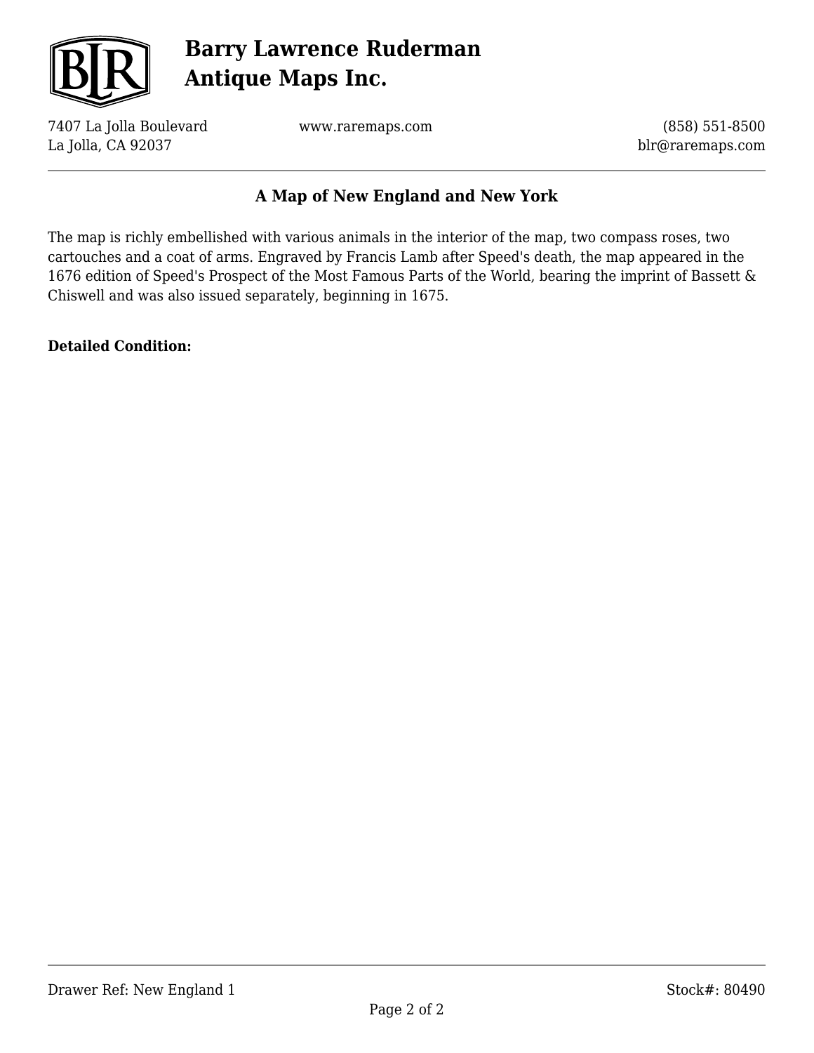## A Map of New England and New York

The map is richly embellished with various animals in the interior of the map, two compass roses, two cartouches and a coat of arms. Engraved by Francis Lamb after Speed's death, the map appeared in the 1676 edition of Speed's Prospect of the Most Famous Parts of the World, bearing the imprint of Bassett & Chiswell and was also issued separately, beginning in 1675.

**Detailed Condition:**